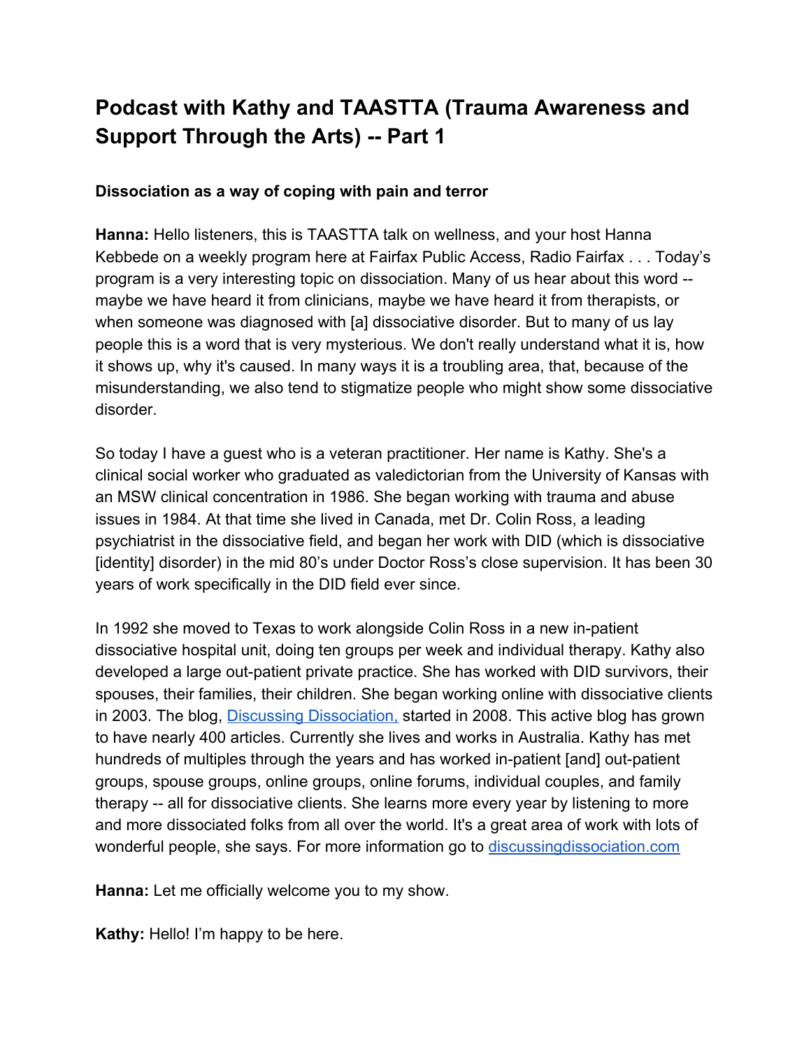# Podcast with Kathy and TAASTTA (Trauma Awareness and Support Through the Arts) -- Part 1

**Dissociation as a way of coping with pain and terror**

**Hanna:** Hello listeners, this is TAASTTA talk on wellness, and your host Hanna Kebbede on a weekly program here at Fairfax Public Access, Radio Fairfax . . . Today's program is a very interesting topic on dissociation. Many of us hear about this word -- maybe we have heard it from clinicians, maybe we have heard it from therapists, or when someone was diagnosed with [a] dissociative disorder. But to many of us lay people this is a word that is very mysterious. We don't really understand what it is, how it shows up, why it's caused. In many ways it is a troubling area, that, because of the misunderstanding, we also tend to stigmatize people who might show some dissociative disorder.

So today I have a guest who is a veteran practitioner. Her name is Kathy. She's a clinical social worker who graduated as valedictorian from the University of Kansas with an MSW clinical concentration in 1986. She began working with trauma and abuse issues in 1984. At that time she lived in Canada, met Dr. Colin Ross, a leading psychiatrist in the dissociative field, and began her work with DID (which is dissociative [identity] disorder) in the mid 80's under Doctor Ross's close supervision. It has been 30 years of work specifically in the DID field ever since.

In 1992 she moved to Texas to work alongside Colin Ross in a new in-patient dissociative hospital unit, doing ten groups per week and individual therapy. Kathy also developed a large out-patient private practice. She has worked with DID survivors, their spouses, their families, their children. She began working online with dissociative clients in 2003. The blog, [Discussing Dissociation,](https://discussingdissociation.com) started in 2008. This active blog has grown to have nearly 400 articles. Currently she lives and works in Australia. Kathy has met hundreds of multiples through the years and has worked in-patient [and] out-patient groups, spouse groups, online groups, online forums, individual couples, and family therapy -- all for dissociative clients. She learns more every year by listening to more and more dissociated folks from all over the world. It's a great area of work with lots of wonderful people, she says. For more information go to [discussingdissociation.com](https://discussingdissociation.com)

**Hanna:** Let me officially welcome you to my show.

**Kathy:** Hello! I'm happy to be here.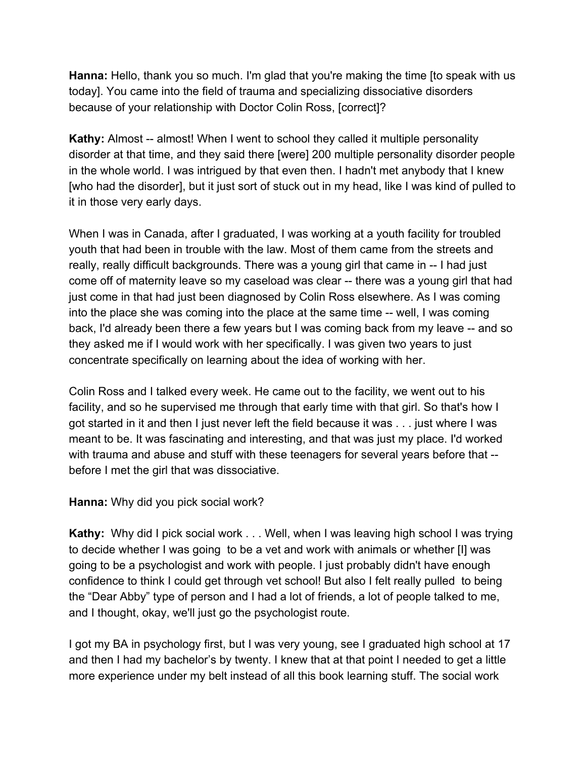**Hanna:** Hello, thank you so much. I'm glad that you're making the time [to speak with us today]. You came into the field of trauma and specializing dissociative disorders because of your relationship with Doctor Colin Ross, [correct]?

**Kathy:** Almost -- almost! When I went to school they called it multiple personality disorder at that time, and they said there [were] 200 multiple personality disorder people in the whole world. I was intrigued by that even then. I hadn't met anybody that I knew [who had the disorder], but it just sort of stuck out in my head, like I was kind of pulled to it in those very early days.

When I was in Canada, after I graduated, I was working at a youth facility for troubled youth that had been in trouble with the law. Most of them came from the streets and really, really difficult backgrounds. There was a young girl that came in -- I had just come off of maternity leave so my caseload was clear -- there was a young girl that had just come in that had just been diagnosed by Colin Ross elsewhere. As I was coming into the place she was coming into the place at the same time -- well, I was coming back, I'd already been there a few years but I was coming back from my leave -- and so they asked me if I would work with her specifically. I was given two years to just concentrate specifically on learning about the idea of working with her.

Colin Ross and I talked every week. He came out to the facility, we went out to his facility, and so he supervised me through that early time with that girl. So that's how I got started in it and then I just never left the field because it was . . . just where I was meant to be. It was fascinating and interesting, and that was just my place. I'd worked with trauma and abuse and stuff with these teenagers for several years before that -- before I met the girl that was dissociative.

**Hanna:** Why did you pick social work?

**Kathy:** Why did I pick social work . . . Well, when I was leaving high school I was trying to decide whether I was going to be a vet and work with animals or whether [I] was going to be a psychologist and work with people. I just probably didn't have enough confidence to think I could get through vet school! But also I felt really pulled to being the "Dear Abby" type of person and I had a lot of friends, a lot of people talked to me, and I thought, okay, we'll just go the psychologist route.

I got my BA in psychology first, but I was very young, see I graduated high school at 17 and then I had my bachelor's by twenty. I knew that at that point I needed to get a little more experience under my belt instead of all this book learning stuff. The social work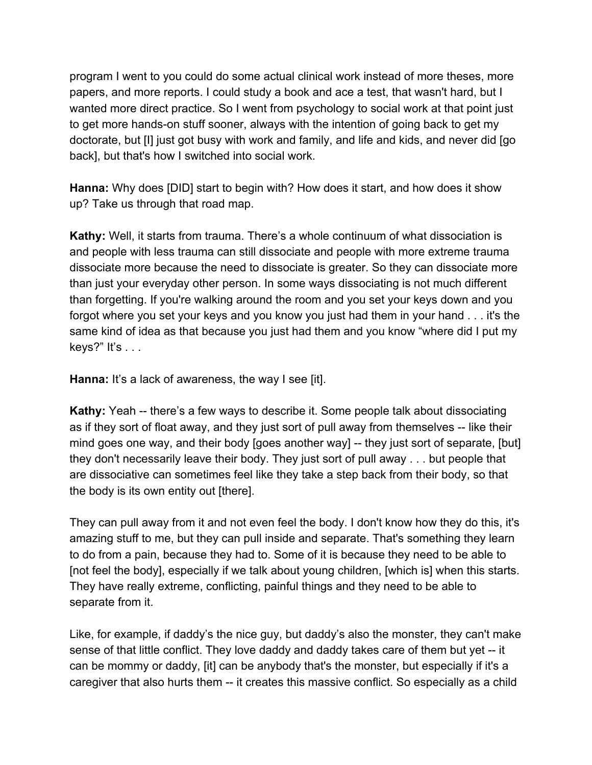program I went to you could do some actual clinical work instead of more theses, more papers, and more reports. I could study a book and ace a test, that wasn't hard, but I wanted more direct practice. So I went from psychology to social work at that point just to get more hands-on stuff sooner, always with the intention of going back to get my doctorate, but [I] just got busy with work and family, and life and kids, and never did [go back], but that's how I switched into social work.

**Hanna:** Why does [DID] start to begin with? How does it start, and how does it show up? Take us through that road map.

**Kathy:** Well, it starts from trauma. There's a whole continuum of what dissociation is and people with less trauma can still dissociate and people with more extreme trauma dissociate more because the need to dissociate is greater. So they can dissociate more than just your everyday other person. In some ways dissociating is not much different than forgetting. If you're walking around the room and you set your keys down and you forgot where you set your keys and you know you just had them in your hand . . . it's the same kind of idea as that because you just had them and you know "where did I put my keys?" It's . . .

**Hanna:** It's a lack of awareness, the way I see [it].

**Kathy:** Yeah -- there's a few ways to describe it. Some people talk about dissociating as if they sort of float away, and they just sort of pull away from themselves -- like their mind goes one way, and their body [goes another way] -- they just sort of separate, [but] they don't necessarily leave their body. They just sort of pull away . . . but people that are dissociative can sometimes feel like they take a step back from their body, so that the body is its own entity out [there].

They can pull away from it and not even feel the body. I don't know how they do this, it's amazing stuff to me, but they can pull inside and separate. That's something they learn to do from a pain, because they had to. Some of it is because they need to be able to [not feel the body], especially if we talk about young children, [which is] when this starts. They have really extreme, conflicting, painful things and they need to be able to separate from it.

Like, for example, if daddy's the nice guy, but daddy's also the monster, they can't make sense of that little conflict. They love daddy and daddy takes care of them but yet -- it can be mommy or daddy, [it] can be anybody that's the monster, but especially if it's a caregiver that also hurts them -- it creates this massive conflict. So especially as a child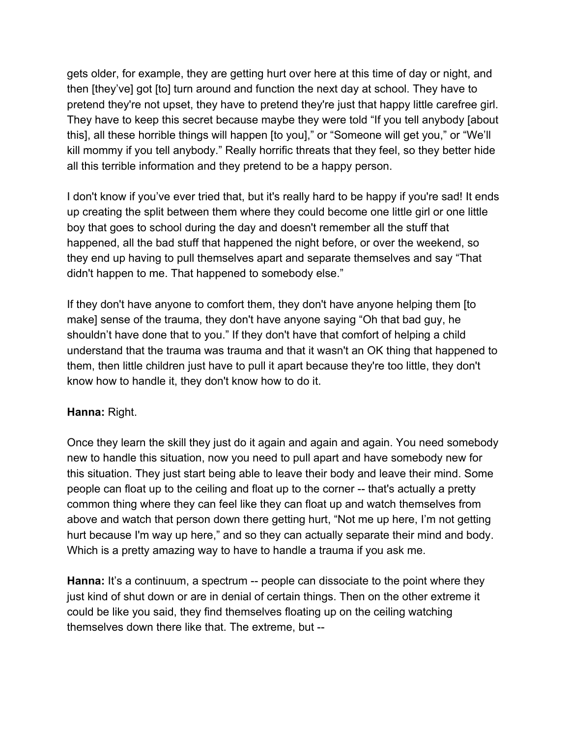gets older, for example, they are getting hurt over here at this time of day or night, and then [they've] got [to] turn around and function the next day at school. They have to pretend they're not upset, they have to pretend they're just that happy little carefree girl. They have to keep this secret because maybe they were told "If you tell anybody [about this], all these horrible things will happen [to you]," or "Someone will get you," or "We'll kill mommy if you tell anybody." Really horrific threats that they feel, so they better hide all this terrible information and they pretend to be a happy person.

I don't know if you've ever tried that, but it's really hard to be happy if you're sad! It ends up creating the split between them where they could become one little girl or one little boy that goes to school during the day and doesn't remember all the stuff that happened, all the bad stuff that happened the night before, or over the weekend, so they end up having to pull themselves apart and separate themselves and say "That didn't happen to me. That happened to somebody else."

If they don't have anyone to comfort them, they don't have anyone helping them [to make] sense of the trauma, they don't have anyone saying "Oh that bad guy, he shouldn't have done that to you." If they don't have that comfort of helping a child understand that the trauma was trauma and that it wasn't an OK thing that happened to them, then little children just have to pull it apart because they're too little, they don't know how to handle it, they don't know how to do it.

**Hanna:** Right.

Once they learn the skill they just do it again and again and again. You need somebody new to handle this situation, now you need to pull apart and have somebody new for this situation. They just start being able to leave their body and leave their mind. Some people can float up to the ceiling and float up to the corner -- that's actually a pretty common thing where they can feel like they can float up and watch themselves from above and watch that person down there getting hurt, "Not me up here, I'm not getting hurt because I'm way up here," and so they can actually separate their mind and body. Which is a pretty amazing way to have to handle a trauma if you ask me.

**Hanna:** It's a continuum, a spectrum -- people can dissociate to the point where they just kind of shut down or are in denial of certain things. Then on the other extreme it could be like you said, they find themselves floating up on the ceiling watching themselves down there like that. The extreme, but --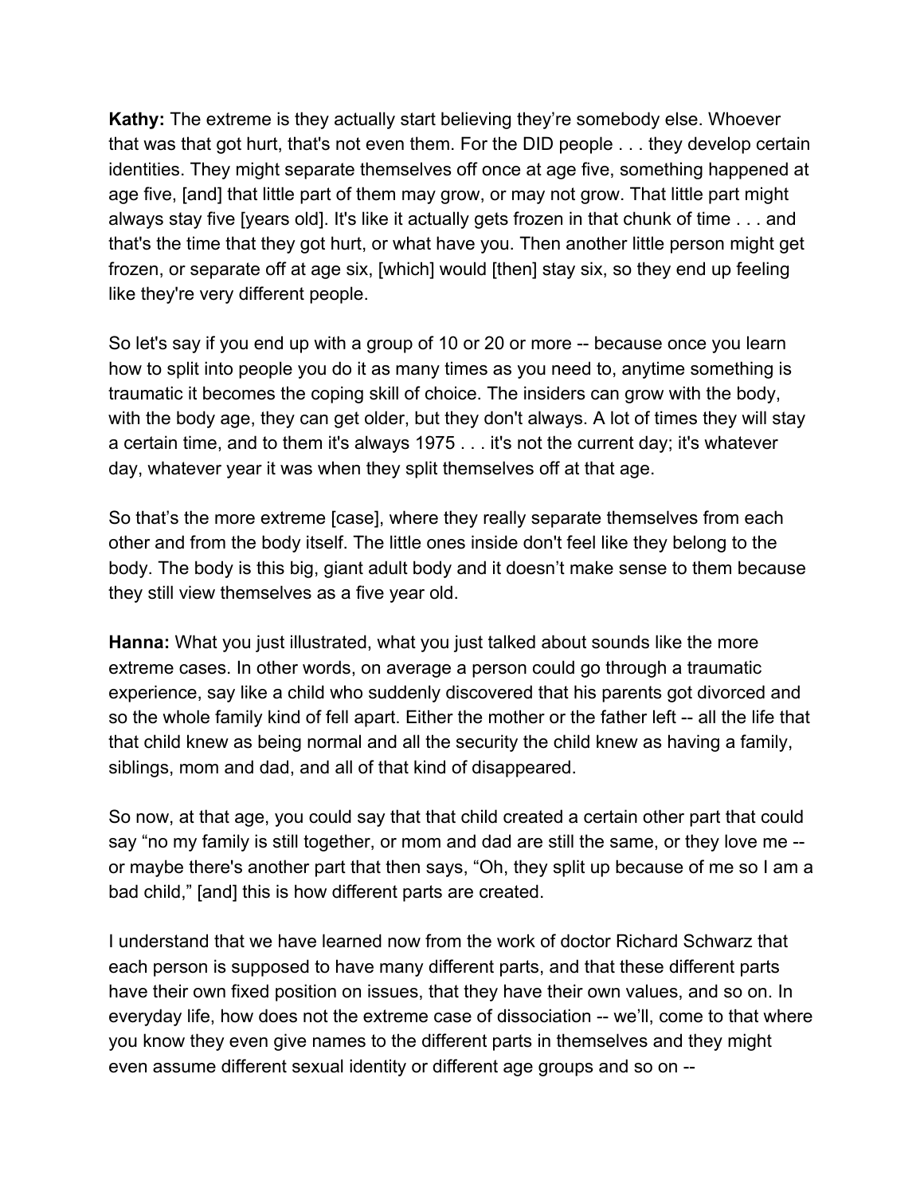**Kathy:** The extreme is they actually start believing they're somebody else. Whoever that was that got hurt, that's not even them. For the DID people . . . they develop certain identities. They might separate themselves off once at age five, something happened at age five, [and] that little part of them may grow, or may not grow. That little part might always stay five [years old]. It's like it actually gets frozen in that chunk of time . . . and that's the time that they got hurt, or what have you. Then another little person might get frozen, or separate off at age six, [which] would [then] stay six, so they end up feeling like they're very different people.

So let's say if you end up with a group of 10 or 20 or more -- because once you learn how to split into people you do it as many times as you need to, anytime something is traumatic it becomes the coping skill of choice. The insiders can grow with the body, with the body age, they can get older, but they don't always. A lot of times they will stay a certain time, and to them it's always 1975 . . . it's not the current day; it's whatever day, whatever year it was when they split themselves off at that age.

So that's the more extreme [case], where they really separate themselves from each other and from the body itself. The little ones inside don't feel like they belong to the body. The body is this big, giant adult body and it doesn't make sense to them because they still view themselves as a five year old.

**Hanna:** What you just illustrated, what you just talked about sounds like the more extreme cases. In other words, on average a person could go through a traumatic experience, say like a child who suddenly discovered that his parents got divorced and so the whole family kind of fell apart. Either the mother or the father left -- all the life that that child knew as being normal and all the security the child knew as having a family, siblings, mom and dad, and all of that kind of disappeared.

So now, at that age, you could say that that child created a certain other part that could say "no my family is still together, or mom and dad are still the same, or they love me -- or maybe there's another part that then says, "Oh, they split up because of me so I am a bad child," [and] this is how different parts are created.

I understand that we have learned now from the work of doctor Richard Schwarz that each person is supposed to have many different parts, and that these different parts have their own fixed position on issues, that they have their own values, and so on. In everyday life, how does not the extreme case of dissociation -- we'll, come to that where you know they even give names to the different parts in themselves and they might even assume different sexual identity or different age groups and so on --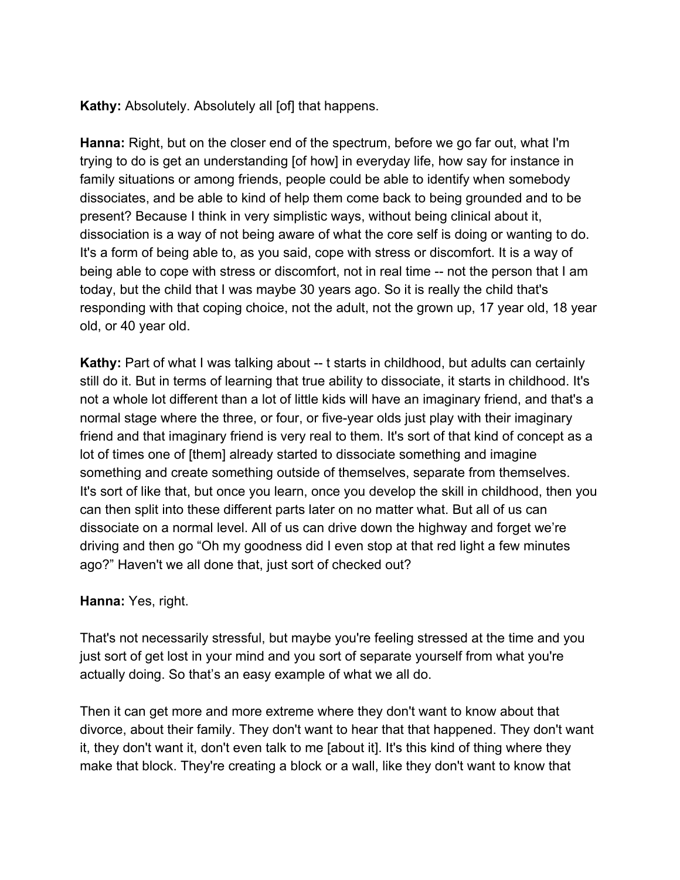**Kathy:** Absolutely. Absolutely all [of] that happens.

**Hanna:** Right, but on the closer end of the spectrum, before we go far out, what I'm trying to do is get an understanding [of how] in everyday life, how say for instance in family situations or among friends, people could be able to identify when somebody dissociates, and be able to kind of help them come back to being grounded and to be present? Because I think in very simplistic ways, without being clinical about it, dissociation is a way of not being aware of what the core self is doing or wanting to do. It's a form of being able to, as you said, cope with stress or discomfort. It is a way of being able to cope with stress or discomfort, not in real time -- not the person that I am today, but the child that I was maybe 30 years ago. So it is really the child that's responding with that coping choice, not the adult, not the grown up, 17 year old, 18 year old, or 40 year old.

**Kathy:** Part of what I was talking about -- t starts in childhood, but adults can certainly still do it. But in terms of learning that true ability to dissociate, it starts in childhood. It's not a whole lot different than a lot of little kids will have an imaginary friend, and that's a normal stage where the three, or four, or five-year olds just play with their imaginary friend and that imaginary friend is very real to them. It's sort of that kind of concept as a lot of times one of [them] already started to dissociate something and imagine something and create something outside of themselves, separate from themselves. It's sort of like that, but once you learn, once you develop the skill in childhood, then you can then split into these different parts later on no matter what. But all of us can dissociate on a normal level. All of us can drive down the highway and forget we're driving and then go "Oh my goodness did I even stop at that red light a few minutes ago?" Haven't we all done that, just sort of checked out?

**Hanna:** Yes, right.

That's not necessarily stressful, but maybe you're feeling stressed at the time and you just sort of get lost in your mind and you sort of separate yourself from what you're actually doing. So that's an easy example of what we all do.

Then it can get more and more extreme where they don't want to know about that divorce, about their family. They don't want to hear that that happened. They don't want it, they don't want it, don't even talk to me [about it]. It's this kind of thing where they make that block. They're creating a block or a wall, like they don't want to know that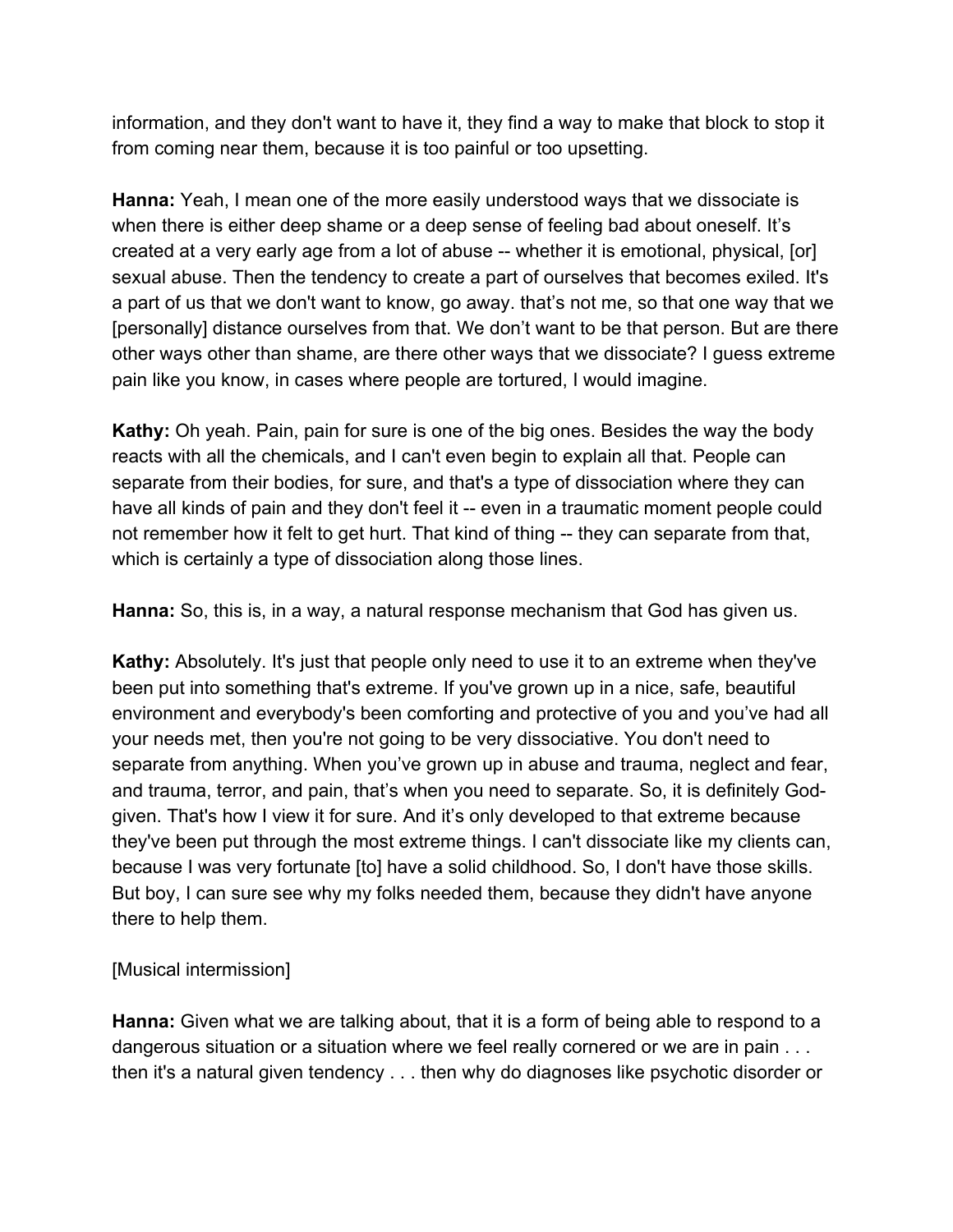information, and they don't want to have it, they find a way to make that block to stop it from coming near them, because it is too painful or too upsetting.

**Hanna:** Yeah, I mean one of the more easily understood ways that we dissociate is when there is either deep shame or a deep sense of feeling bad about oneself. It's created at a very early age from a lot of abuse -- whether it is emotional, physical, [or] sexual abuse. Then the tendency to create a part of ourselves that becomes exiled. It's a part of us that we don't want to know, go away. that's not me, so that one way that we [personally] distance ourselves from that. We don't want to be that person. But are there other ways other than shame, are there other ways that we dissociate? I guess extreme pain like you know, in cases where people are tortured, I would imagine.

**Kathy:** Oh yeah. Pain, pain for sure is one of the big ones. Besides the way the body reacts with all the chemicals, and I can't even begin to explain all that. People can separate from their bodies, for sure, and that's a type of dissociation where they can have all kinds of pain and they don't feel it -- even in a traumatic moment people could not remember how it felt to get hurt. That kind of thing -- they can separate from that, which is certainly a type of dissociation along those lines.

**Hanna:** So, this is, in a way, a natural response mechanism that God has given us.

**Kathy:** Absolutely. It's just that people only need to use it to an extreme when they've been put into something that's extreme. If you've grown up in a nice, safe, beautiful environment and everybody's been comforting and protective of you and you've had all your needs met, then you're not going to be very dissociative. You don't need to separate from anything. When you've grown up in abuse and trauma, neglect and fear, and trauma, terror, and pain, that's when you need to separate. So, it is definitely God-given. That's how I view it for sure. And it's only developed to that extreme because they've been put through the most extreme things. I can't dissociate like my clients can, because I was very fortunate [to] have a solid childhood. So, I don't have those skills. But boy, I can sure see why my folks needed them, because they didn't have anyone there to help them.

[Musical intermission]

**Hanna:** Given what we are talking about, that it is a form of being able to respond to a dangerous situation or a situation where we feel really cornered or we are in pain . . . then it's a natural given tendency . . . then why do diagnoses like psychotic disorder or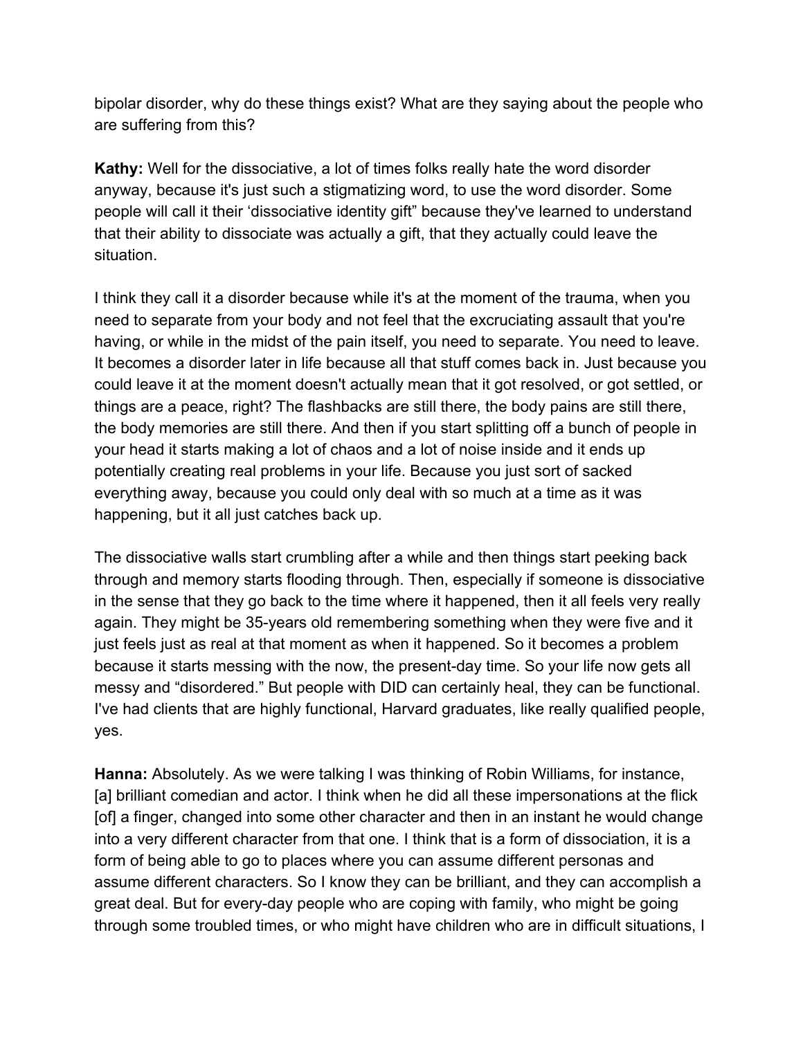bipolar disorder, why do these things exist? What are they saying about the people who are suffering from this?

**Kathy:** Well for the dissociative, a lot of times folks really hate the word disorder anyway, because it's just such a stigmatizing word, to use the word disorder. Some people will call it their 'dissociative identity gift" because they've learned to understand that their ability to dissociate was actually a gift, that they actually could leave the situation.

I think they call it a disorder because while it's at the moment of the trauma, when you need to separate from your body and not feel that the excruciating assault that you're having, or while in the midst of the pain itself, you need to separate. You need to leave. It becomes a disorder later in life because all that stuff comes back in. Just because you could leave it at the moment doesn't actually mean that it got resolved, or got settled, or things are a peace, right? The flashbacks are still there, the body pains are still there, the body memories are still there. And then if you start splitting off a bunch of people in your head it starts making a lot of chaos and a lot of noise inside and it ends up potentially creating real problems in your life. Because you just sort of sacked everything away, because you could only deal with so much at a time as it was happening, but it all just catches back up.

The dissociative walls start crumbling after a while and then things start peeking back through and memory starts flooding through. Then, especially if someone is dissociative in the sense that they go back to the time where it happened, then it all feels very really again. They might be 35-years old remembering something when they were five and it just feels just as real at that moment as when it happened. So it becomes a problem because it starts messing with the now, the present-day time. So your life now gets all messy and "disordered." But people with DID can certainly heal, they can be functional. I've had clients that are highly functional, Harvard graduates, like really qualified people, yes.

**Hanna:** Absolutely. As we were talking I was thinking of Robin Williams, for instance, [a] brilliant comedian and actor. I think when he did all these impersonations at the flick [of] a finger, changed into some other character and then in an instant he would change into a very different character from that one. I think that is a form of dissociation, it is a form of being able to go to places where you can assume different personas and assume different characters. So I know they can be brilliant, and they can accomplish a great deal. But for every-day people who are coping with family, who might be going through some troubled times, or who might have children who are in difficult situations, I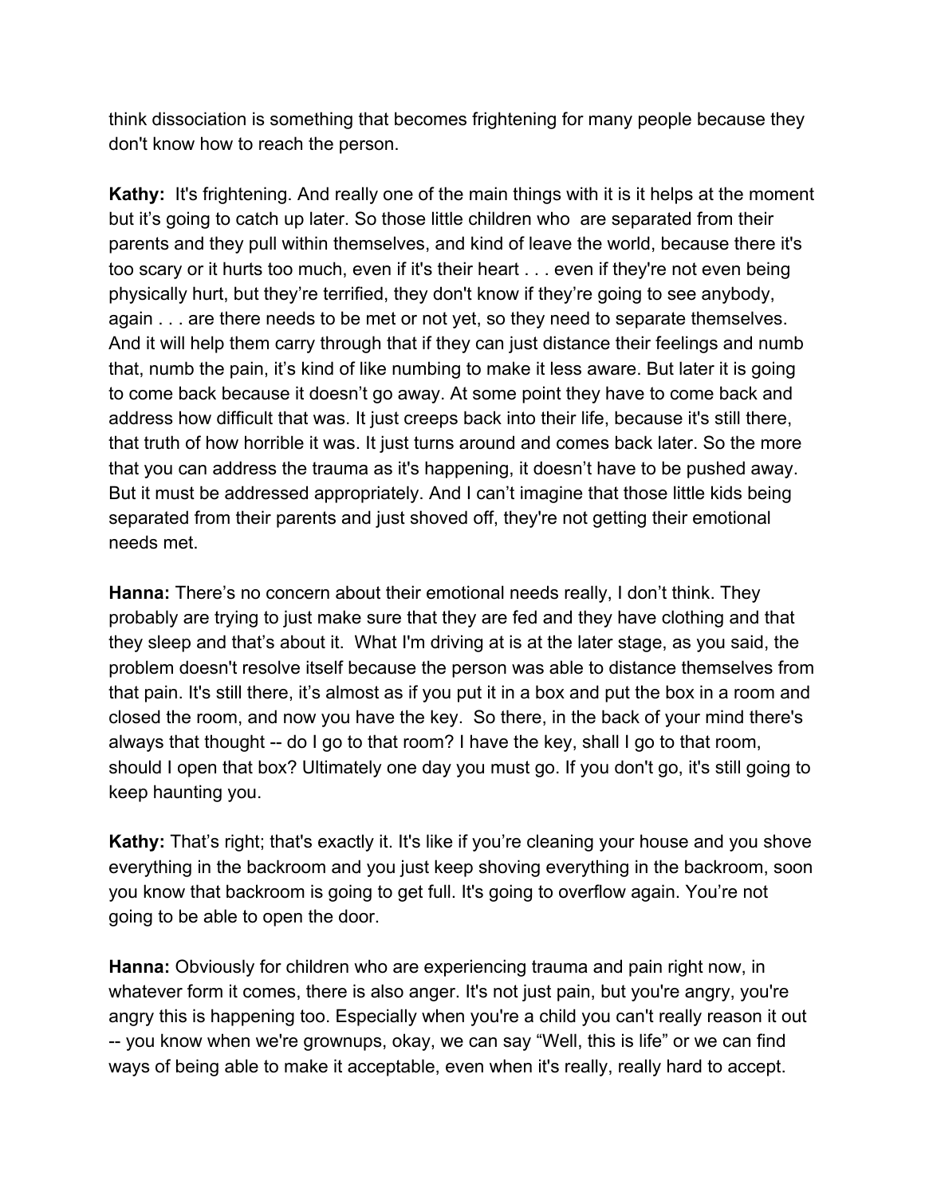think dissociation is something that becomes frightening for many people because they don't know how to reach the person.

**Kathy:** It's frightening. And really one of the main things with it is it helps at the moment but it's going to catch up later. So those little children who are separated from their parents and they pull within themselves, and kind of leave the world, because there it's too scary or it hurts too much, even if it's their heart . . . even if they're not even being physically hurt, but they're terrified, they don't know if they're going to see anybody, again . . . are there needs to be met or not yet, so they need to separate themselves. And it will help them carry through that if they can just distance their feelings and numb that, numb the pain, it's kind of like numbing to make it less aware. But later it is going to come back because it doesn't go away. At some point they have to come back and address how difficult that was. It just creeps back into their life, because it's still there, that truth of how horrible it was. It just turns around and comes back later. So the more that you can address the trauma as it's happening, it doesn't have to be pushed away. But it must be addressed appropriately. And I can't imagine that those little kids being separated from their parents and just shoved off, they're not getting their emotional needs met.

**Hanna:** There's no concern about their emotional needs really, I don't think. They probably are trying to just make sure that they are fed and they have clothing and that they sleep and that's about it. What I'm driving at is at the later stage, as you said, the problem doesn't resolve itself because the person was able to distance themselves from that pain. It's still there, it's almost as if you put it in a box and put the box in a room and closed the room, and now you have the key. So there, in the back of your mind there's always that thought -- do I go to that room? I have the key, shall I go to that room, should I open that box? Ultimately one day you must go. If you don't go, it's still going to keep haunting you.

**Kathy:** That's right; that's exactly it. It's like if you're cleaning your house and you shove everything in the backroom and you just keep shoving everything in the backroom, soon you know that backroom is going to get full. It's going to overflow again. You're not going to be able to open the door.

**Hanna:** Obviously for children who are experiencing trauma and pain right now, in whatever form it comes, there is also anger. It's not just pain, but you're angry, you're angry this is happening too. Especially when you're a child you can't really reason it out -- you know when we're grownups, okay, we can say "Well, this is life" or we can find ways of being able to make it acceptable, even when it's really, really hard to accept.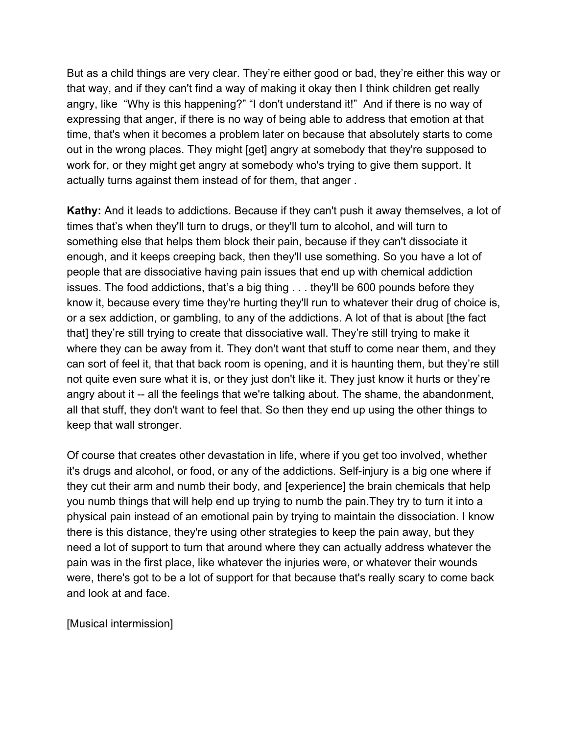But as a child things are very clear. They're either good or bad, they're either this way or that way, and if they can't find a way of making it okay then I think children get really angry, like "Why is this happening?" "I don't understand it!" And if there is no way of expressing that anger, if there is no way of being able to address that emotion at that time, that's when it becomes a problem later on because that absolutely starts to come out in the wrong places. They might [get] angry at somebody that they're supposed to work for, or they might get angry at somebody who's trying to give them support. It actually turns against them instead of for them, that anger .

**Kathy:** And it leads to addictions. Because if they can't push it away themselves, a lot of times that's when they'll turn to drugs, or they'll turn to alcohol, and will turn to something else that helps them block their pain, because if they can't dissociate it enough, and it keeps creeping back, then they'll use something. So you have a lot of people that are dissociative having pain issues that end up with chemical addiction issues. The food addictions, that's a big thing . . . they'll be 600 pounds before they know it, because every time they're hurting they'll run to whatever their drug of choice is, or a sex addiction, or gambling, to any of the addictions. A lot of that is about [the fact that] they're still trying to create that dissociative wall. They're still trying to make it where they can be away from it. They don't want that stuff to come near them, and they can sort of feel it, that that back room is opening, and it is haunting them, but they're still not quite even sure what it is, or they just don't like it. They just know it hurts or they're angry about it -- all the feelings that we're talking about. The shame, the abandonment, all that stuff, they don't want to feel that. So then they end up using the other things to keep that wall stronger.

Of course that creates other devastation in life, where if you get too involved, whether it's drugs and alcohol, or food, or any of the addictions. Self-injury is a big one where if they cut their arm and numb their body, and [experience] the brain chemicals that help you numb things that will help end up trying to numb the pain.They try to turn it into a physical pain instead of an emotional pain by trying to maintain the dissociation. I know there is this distance, they're using other strategies to keep the pain away, but they need a lot of support to turn that around where they can actually address whatever the pain was in the first place, like whatever the injuries were, or whatever their wounds were, there's got to be a lot of support for that because that's really scary to come back and look at and face.

[Musical intermission]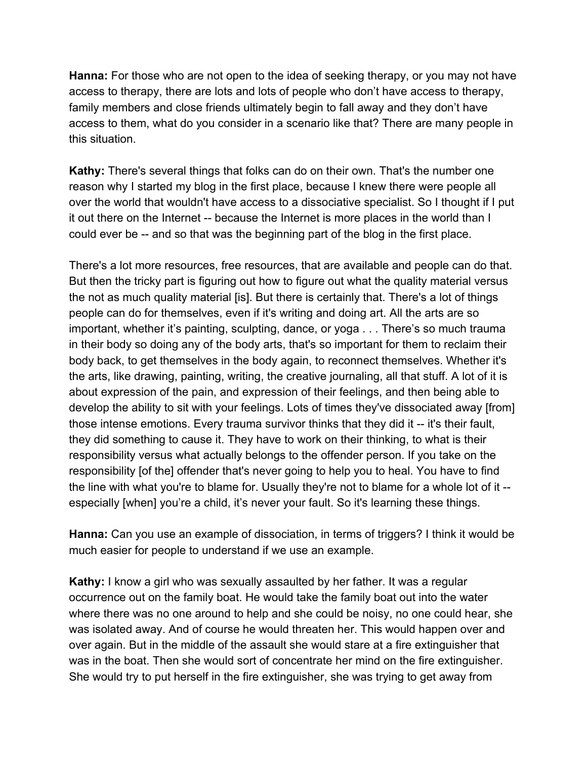**Hanna:** For those who are not open to the idea of seeking therapy, or you may not have access to therapy, there are lots and lots of people who don't have access to therapy, family members and close friends ultimately begin to fall away and they don't have access to them, what do you consider in a scenario like that? There are many people in this situation.

**Kathy:** There's several things that folks can do on their own. That's the number one reason why I started my blog in the first place, because I knew there were people all over the world that wouldn't have access to a dissociative specialist. So I thought if I put it out there on the Internet -- because the Internet is more places in the world than I could ever be -- and so that was the beginning part of the blog in the first place.

There's a lot more resources, free resources, that are available and people can do that. But then the tricky part is figuring out how to figure out what the quality material versus the not as much quality material [is]. But there is certainly that. There's a lot of things people can do for themselves, even if it's writing and doing art. All the arts are so important, whether it's painting, sculpting, dance, or yoga . . . There's so much trauma in their body so doing any of the body arts, that's so important for them to reclaim their body back, to get themselves in the body again, to reconnect themselves. Whether it's the arts, like drawing, painting, writing, the creative journaling, all that stuff. A lot of it is about expression of the pain, and expression of their feelings, and then being able to develop the ability to sit with your feelings. Lots of times they've dissociated away [from] those intense emotions. Every trauma survivor thinks that they did it -- it's their fault, they did something to cause it. They have to work on their thinking, to what is their responsibility versus what actually belongs to the offender person. If you take on the responsibility [of the] offender that's never going to help you to heal. You have to find the line with what you're to blame for. Usually they're not to blame for a whole lot of it -- especially [when] you're a child, it's never your fault. So it's learning these things.

**Hanna:** Can you use an example of dissociation, in terms of triggers? I think it would be much easier for people to understand if we use an example.

**Kathy:** I know a girl who was sexually assaulted by her father. It was a regular occurrence out on the family boat. He would take the family boat out into the water where there was no one around to help and she could be noisy, no one could hear, she was isolated away. And of course he would threaten her. This would happen over and over again. But in the middle of the assault she would stare at a fire extinguisher that was in the boat. Then she would sort of concentrate her mind on the fire extinguisher. She would try to put herself in the fire extinguisher, she was trying to get away from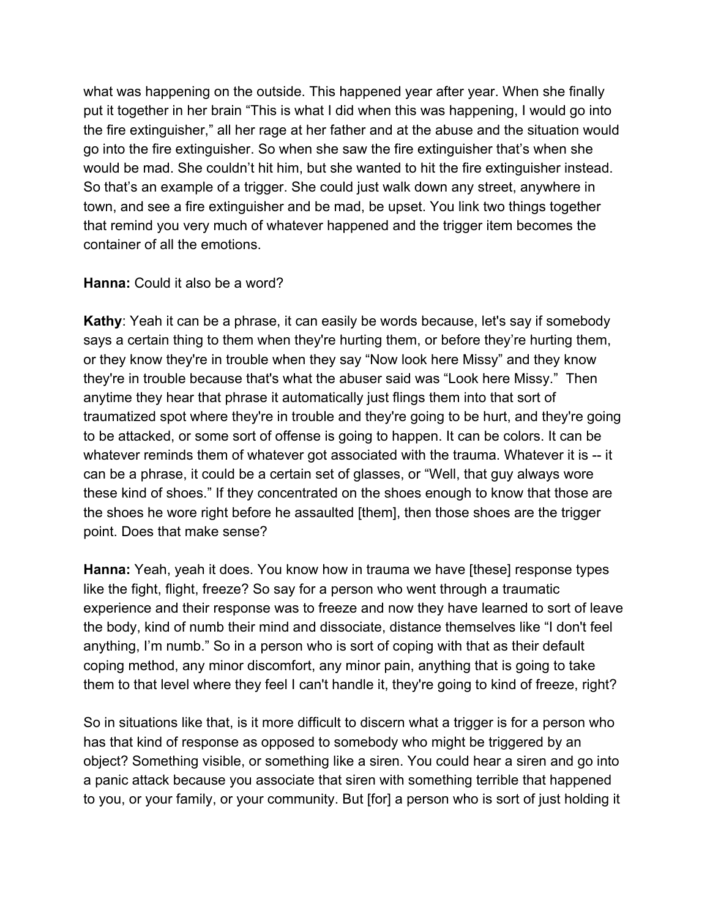what was happening on the outside. This happened year after year. When she finally put it together in her brain "This is what I did when this was happening, I would go into the fire extinguisher," all her rage at her father and at the abuse and the situation would go into the fire extinguisher. So when she saw the fire extinguisher that's when she would be mad. She couldn't hit him, but she wanted to hit the fire extinguisher instead. So that's an example of a trigger. She could just walk down any street, anywhere in town, and see a fire extinguisher and be mad, be upset. You link two things together that remind you very much of whatever happened and the trigger item becomes the container of all the emotions.

**Hanna:** Could it also be a word?

**Kathy**: Yeah it can be a phrase, it can easily be words because, let's say if somebody says a certain thing to them when they're hurting them, or before they're hurting them, or they know they're in trouble when they say "Now look here Missy" and they know they're in trouble because that's what the abuser said was "Look here Missy." Then anytime they hear that phrase it automatically just flings them into that sort of traumatized spot where they're in trouble and they're going to be hurt, and they're going to be attacked, or some sort of offense is going to happen. It can be colors. It can be whatever reminds them of whatever got associated with the trauma. Whatever it is -- it can be a phrase, it could be a certain set of glasses, or "Well, that guy always wore these kind of shoes." If they concentrated on the shoes enough to know that those are the shoes he wore right before he assaulted [them], then those shoes are the trigger point. Does that make sense?

**Hanna:** Yeah, yeah it does. You know how in trauma we have [these] response types like the fight, flight, freeze? So say for a person who went through a traumatic experience and their response was to freeze and now they have learned to sort of leave the body, kind of numb their mind and dissociate, distance themselves like "I don't feel anything, I'm numb." So in a person who is sort of coping with that as their default coping method, any minor discomfort, any minor pain, anything that is going to take them to that level where they feel I can't handle it, they're going to kind of freeze, right?

So in situations like that, is it more difficult to discern what a trigger is for a person who has that kind of response as opposed to somebody who might be triggered by an object? Something visible, or something like a siren. You could hear a siren and go into a panic attack because you associate that siren with something terrible that happened to you, or your family, or your community. But [for] a person who is sort of just holding it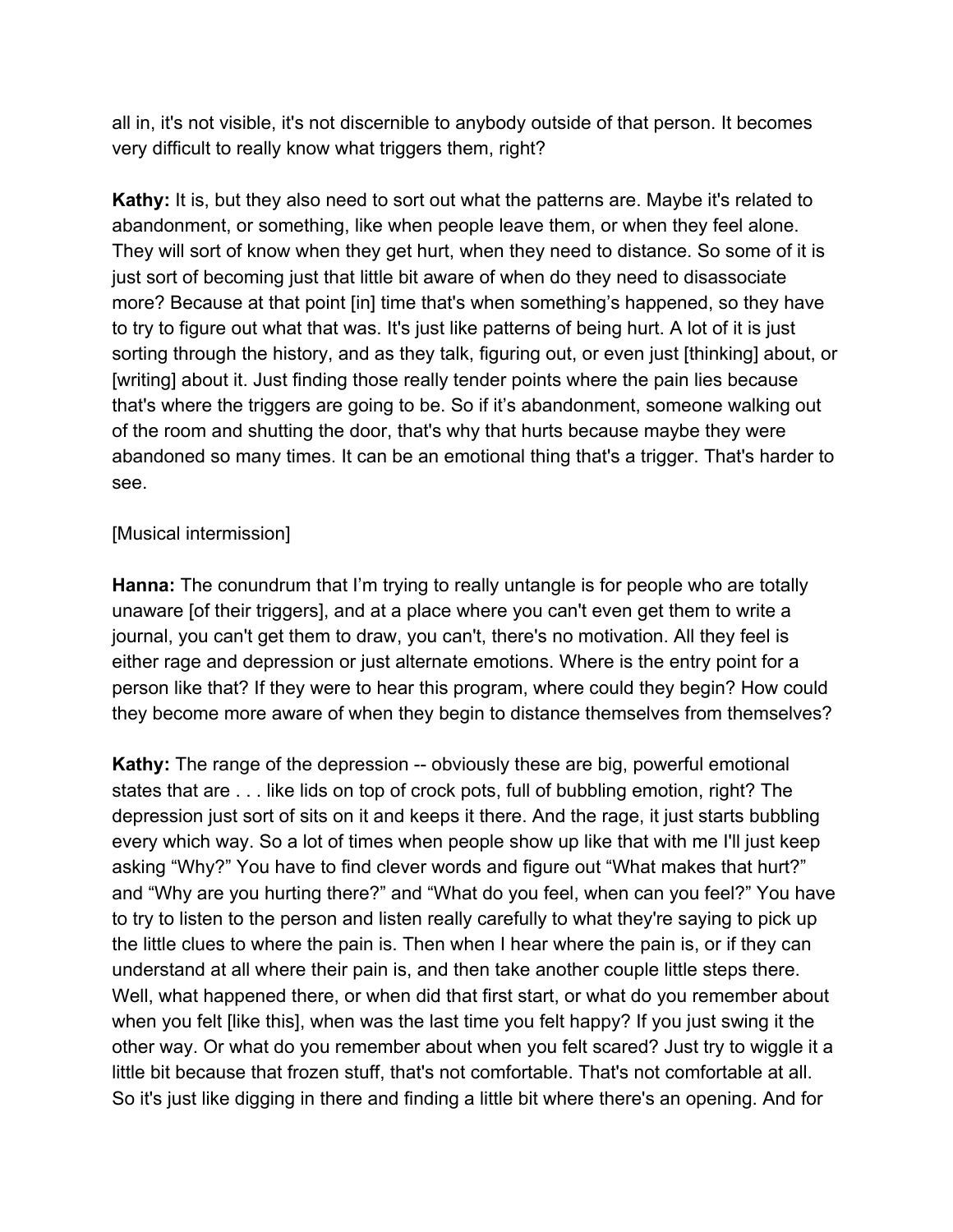all in, it's not visible, it's not discernible to anybody outside of that person. It becomes very difficult to really know what triggers them, right?

**Kathy:** It is, but they also need to sort out what the patterns are. Maybe it's related to abandonment, or something, like when people leave them, or when they feel alone. They will sort of know when they get hurt, when they need to distance. So some of it is just sort of becoming just that little bit aware of when do they need to disassociate more? Because at that point [in] time that's when something's happened, so they have to try to figure out what that was. It's just like patterns of being hurt. A lot of it is just sorting through the history, and as they talk, figuring out, or even just [thinking] about, or [writing] about it. Just finding those really tender points where the pain lies because that's where the triggers are going to be. So if it's abandonment, someone walking out of the room and shutting the door, that's why that hurts because maybe they were abandoned so many times. It can be an emotional thing that's a trigger. That's harder to see.

[Musical intermission]

**Hanna:** The conundrum that I'm trying to really untangle is for people who are totally unaware [of their triggers], and at a place where you can't even get them to write a journal, you can't get them to draw, you can't, there's no motivation. All they feel is either rage and depression or just alternate emotions. Where is the entry point for a person like that? If they were to hear this program, where could they begin? How could they become more aware of when they begin to distance themselves from themselves?

**Kathy:** The range of the depression -- obviously these are big, powerful emotional states that are . . . like lids on top of crock pots, full of bubbling emotion, right? The depression just sort of sits on it and keeps it there. And the rage, it just starts bubbling every which way. So a lot of times when people show up like that with me I'll just keep asking "Why?" You have to find clever words and figure out "What makes that hurt?" and "Why are you hurting there?" and "What do you feel, when can you feel?" You have to try to listen to the person and listen really carefully to what they're saying to pick up the little clues to where the pain is. Then when I hear where the pain is, or if they can understand at all where their pain is, and then take another couple little steps there. Well, what happened there, or when did that first start, or what do you remember about when you felt [like this], when was the last time you felt happy? If you just swing it the other way. Or what do you remember about when you felt scared? Just try to wiggle it a little bit because that frozen stuff, that's not comfortable. That's not comfortable at all. So it's just like digging in there and finding a little bit where there's an opening. And for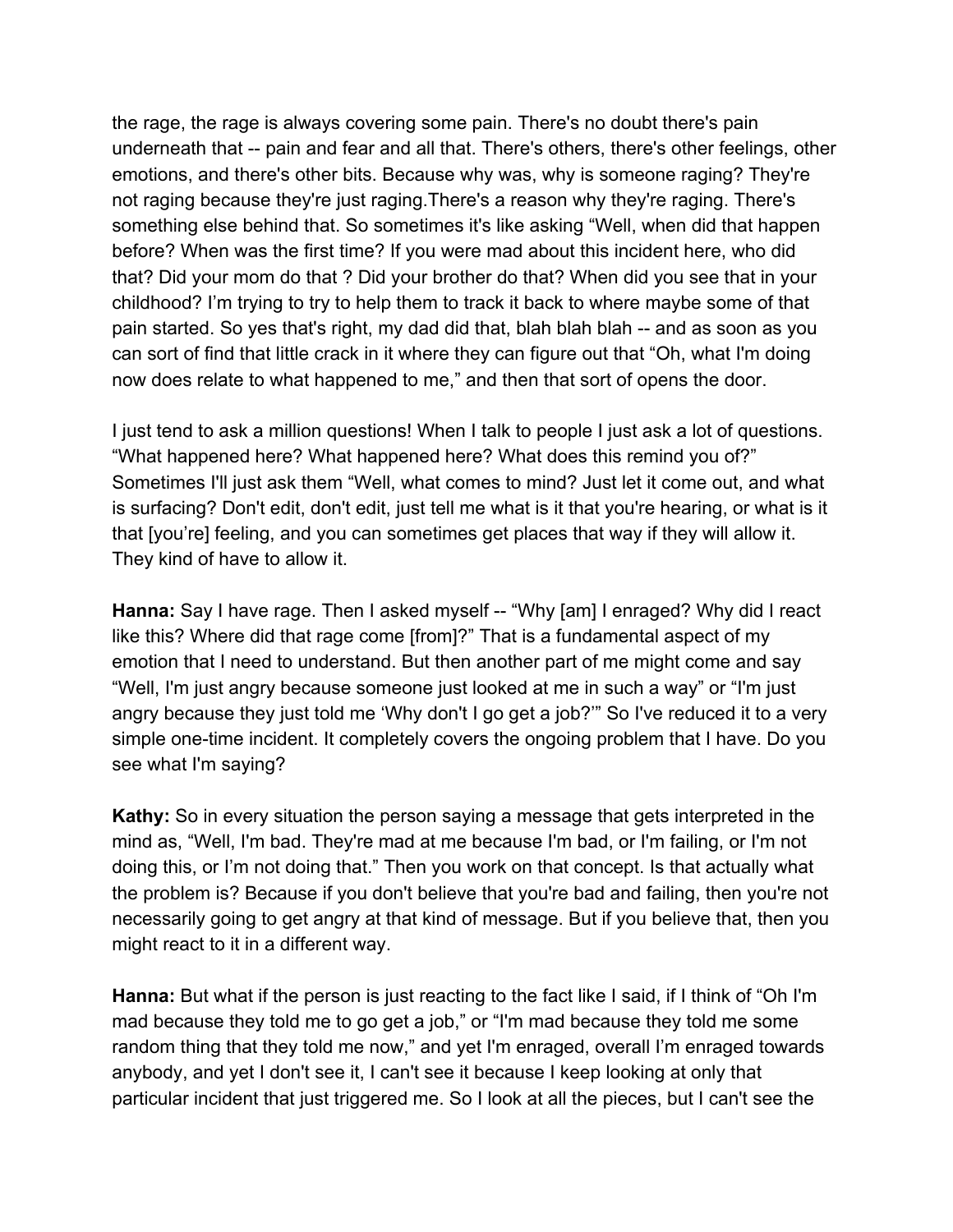the rage, the rage is always covering some pain. There's no doubt there's pain underneath that -- pain and fear and all that. There's others, there's other feelings, other emotions, and there's other bits. Because why was, why is someone raging? They're not raging because they're just raging.There's a reason why they're raging. There's something else behind that. So sometimes it's like asking “Well, when did that happen before? When was the first time? If you were mad about this incident here, who did that? Did your mom do that ? Did your brother do that? When did you see that in your childhood? I’m trying to try to help them to track it back to where maybe some of that pain started. So yes that's right, my dad did that, blah blah blah -- and as soon as you can sort of find that little crack in it where they can figure out that “Oh, what I'm doing now does relate to what happened to me,” and then that sort of opens the door.

I just tend to ask a million questions! When I talk to people I just ask a lot of questions. “What happened here? What happened here? What does this remind you of?” Sometimes I'll just ask them “Well, what comes to mind? Just let it come out, and what is surfacing? Don't edit, don't edit, just tell me what is it that you're hearing, or what is it that [you’re] feeling, and you can sometimes get places that way if they will allow it. They kind of have to allow it.

**Hanna:** Say I have rage. Then I asked myself -- “Why [am] I enraged? Why did I react like this? Where did that rage come [from]?” That is a fundamental aspect of my emotion that I need to understand. But then another part of me might come and say “Well, I'm just angry because someone just looked at me in such a way” or “I'm just angry because they just told me ‘Why don't I go get a job?’” So I've reduced it to a very simple one-time incident. It completely covers the ongoing problem that I have. Do you see what I'm saying?

**Kathy:** So in every situation the person saying a message that gets interpreted in the mind as, “Well, I'm bad. They're mad at me because I'm bad, or I'm failing, or I'm not doing this, or I’m not doing that.” Then you work on that concept. Is that actually what the problem is? Because if you don't believe that you're bad and failing, then you're not necessarily going to get angry at that kind of message. But if you believe that, then you might react to it in a different way.

**Hanna:** But what if the person is just reacting to the fact like I said, if I think of “Oh I'm mad because they told me to go get a job,” or “I'm mad because they told me some random thing that they told me now,” and yet I'm enraged, overall I’m enraged towards anybody, and yet I don't see it, I can't see it because I keep looking at only that particular incident that just triggered me. So I look at all the pieces, but I can't see the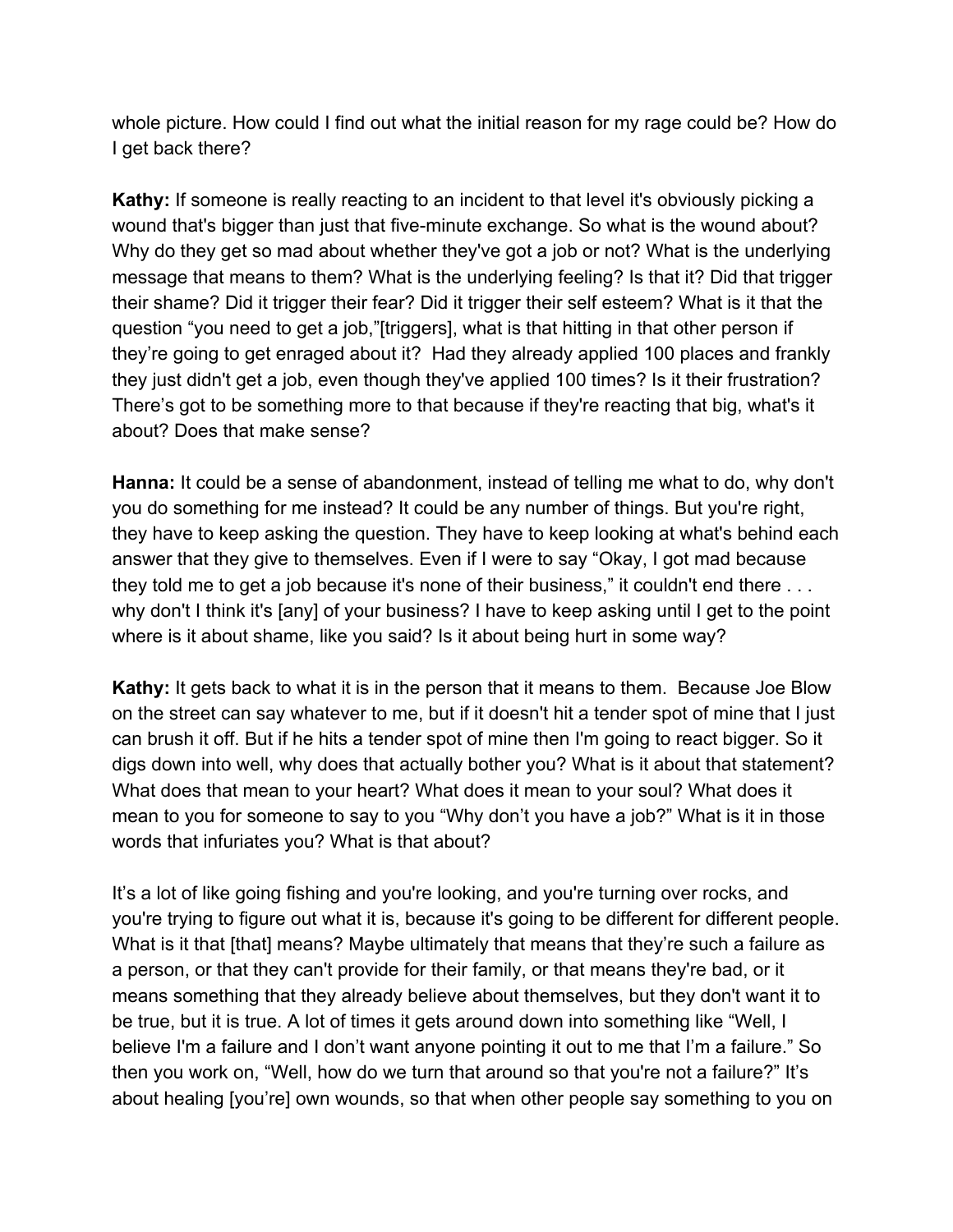whole picture. How could I find out what the initial reason for my rage could be? How do I get back there?

**Kathy:** If someone is really reacting to an incident to that level it's obviously picking a wound that's bigger than just that five-minute exchange. So what is the wound about? Why do they get so mad about whether they've got a job or not? What is the underlying message that means to them? What is the underlying feeling? Is that it? Did that trigger their shame? Did it trigger their fear? Did it trigger their self esteem? What is it that the question “you need to get a job,”[triggers], what is that hitting in that other person if they’re going to get enraged about it? Had they already applied 100 places and frankly they just didn't get a job, even though they've applied 100 times? Is it their frustration? There’s got to be something more to that because if they're reacting that big, what's it about? Does that make sense?

**Hanna:** It could be a sense of abandonment, instead of telling me what to do, why don't you do something for me instead? It could be any number of things. But you're right, they have to keep asking the question. They have to keep looking at what's behind each answer that they give to themselves. Even if I were to say “Okay, I got mad because they told me to get a job because it's none of their business,” it couldn't end there . . . why don't I think it's [any] of your business? I have to keep asking until I get to the point where is it about shame, like you said? Is it about being hurt in some way?

**Kathy:** It gets back to what it is in the person that it means to them. Because Joe Blow on the street can say whatever to me, but if it doesn't hit a tender spot of mine that I just can brush it off. But if he hits a tender spot of mine then I'm going to react bigger. So it digs down into well, why does that actually bother you? What is it about that statement? What does that mean to your heart? What does it mean to your soul? What does it mean to you for someone to say to you “Why don’t you have a job?” What is it in those words that infuriates you? What is that about?

It’s a lot of like going fishing and you're looking, and you're turning over rocks, and you're trying to figure out what it is, because it's going to be different for different people. What is it that [that] means? Maybe ultimately that means that they’re such a failure as a person, or that they can't provide for their family, or that means they're bad, or it means something that they already believe about themselves, but they don't want it to be true, but it is true. A lot of times it gets around down into something like “Well, I believe I'm a failure and I don’t want anyone pointing it out to me that I’m a failure.” So then you work on, “Well, how do we turn that around so that you're not a failure?” It’s about healing [you’re] own wounds, so that when other people say something to you on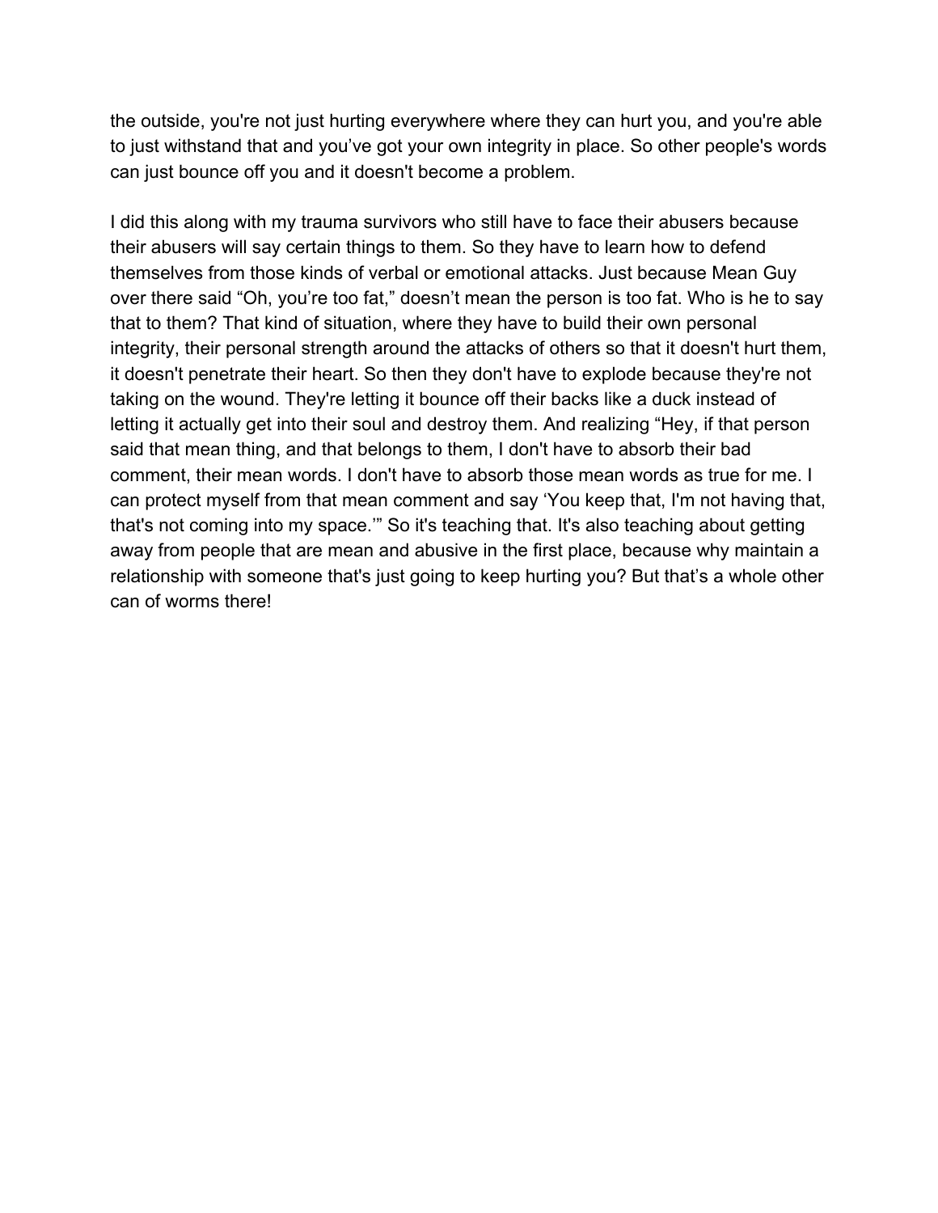the outside, you're not just hurting everywhere where they can hurt you, and you're able to just withstand that and you've got your own integrity in place. So other people's words can just bounce off you and it doesn't become a problem.

I did this along with my trauma survivors who still have to face their abusers because their abusers will say certain things to them. So they have to learn how to defend themselves from those kinds of verbal or emotional attacks. Just because Mean Guy over there said "Oh, you're too fat," doesn't mean the person is too fat. Who is he to say that to them? That kind of situation, where they have to build their own personal integrity, their personal strength around the attacks of others so that it doesn't hurt them, it doesn't penetrate their heart. So then they don't have to explode because they're not taking on the wound. They're letting it bounce off their backs like a duck instead of letting it actually get into their soul and destroy them. And realizing "Hey, if that person said that mean thing, and that belongs to them, I don't have to absorb their bad comment, their mean words. I don't have to absorb those mean words as true for me. I can protect myself from that mean comment and say 'You keep that, I'm not having that, that's not coming into my space.'" So it's teaching that. It's also teaching about getting away from people that are mean and abusive in the first place, because why maintain a relationship with someone that's just going to keep hurting you? But that's a whole other can of worms there!